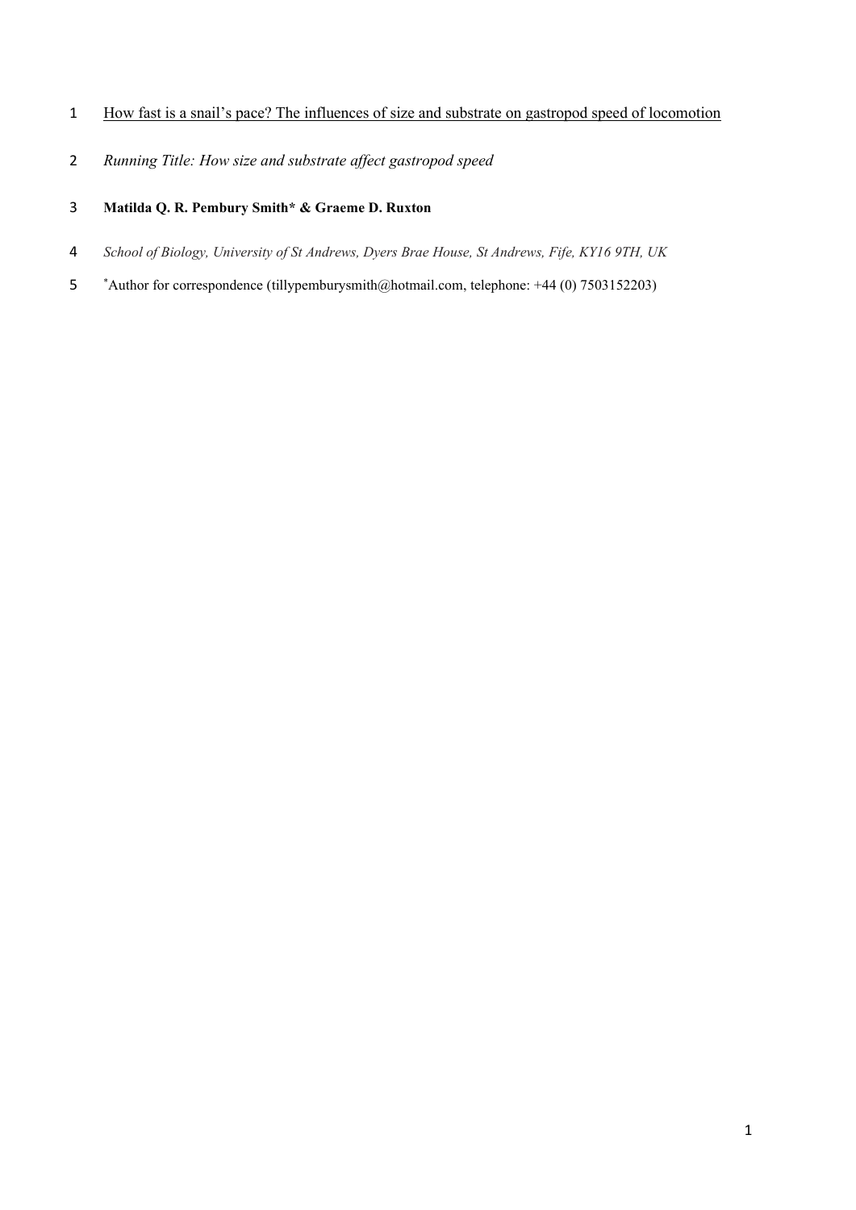# How fast is a snail's pace? The influences of size and substrate on gastropod speed of locomotion

*Running Title: How size and substrate affect gastropod speed*

**Matilda Q. R. Pembury Smith* & Graeme D. Ruxton**

*School of Biology, University of St Andrews, Dyers Brae House, St Andrews, Fife, KY16 9TH, UK*

*Author for correspondence (tillypemburysmith@hotmail.com, telephone: +44 (0) 7503152203)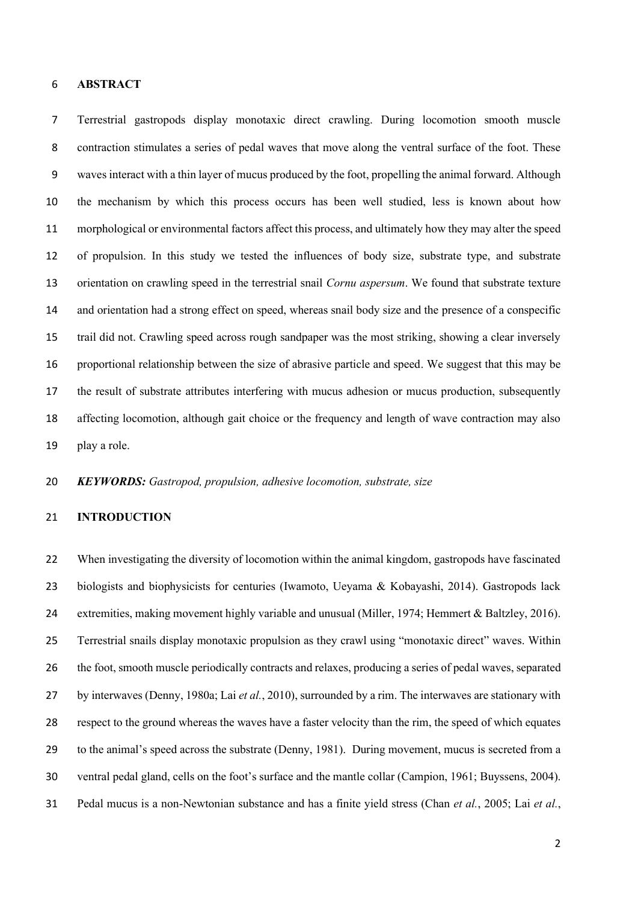## ABSTRACT

Terrestrial gastropods display monotaxic direct crawling. During locomotion smooth muscle contraction stimulates a series of pedal waves that move along the ventral surface of the foot. These waves interact with a thin layer of mucus produced by the foot, propelling the animal forward. Although the mechanism by which this process occurs has been well studied, less is known about how morphological or environmental factors affect this process, and ultimately how they may alter the speed of propulsion. In this study we tested the influences of body size, substrate type, and substrate orientation on crawling speed in the terrestrial snail *Cornu aspersum*. We found that substrate texture and orientation had a strong effect on speed, whereas snail body size and the presence of a conspecific trail did not. Crawling speed across rough sandpaper was the most striking, showing a clear inversely proportional relationship between the size of abrasive particle and speed. We suggest that this may be the result of substrate attributes interfering with mucus adhesion or mucus production, subsequently affecting locomotion, although gait choice or the frequency and length of wave contraction may also play a role.

***KEYWORDS:*** *Gastropod, propulsion, adhesive locomotion, substrate, size*

## INTRODUCTION

When investigating the diversity of locomotion within the animal kingdom, gastropods have fascinated biologists and biophysicists for centuries (Iwamoto, Ueyama & Kobayashi, 2014). Gastropods lack extremities, making movement highly variable and unusual (Miller, 1974; Hemmert & Baltzley, 2016). Terrestrial snails display monotaxic propulsion as they crawl using "monotaxic direct" waves. Within the foot, smooth muscle periodically contracts and relaxes, producing a series of pedal waves, separated by interwaves (Denny, 1980a; Lai *et al.*, 2010), surrounded by a rim. The interwaves are stationary with respect to the ground whereas the waves have a faster velocity than the rim, the speed of which equates to the animal's speed across the substrate (Denny, 1981). During movement, mucus is secreted from a ventral pedal gland, cells on the foot's surface and the mantle collar (Campion, 1961; Buyssens, 2004). Pedal mucus is a non-Newtonian substance and has a finite yield stress (Chan *et al.*, 2005; Lai *et al.*,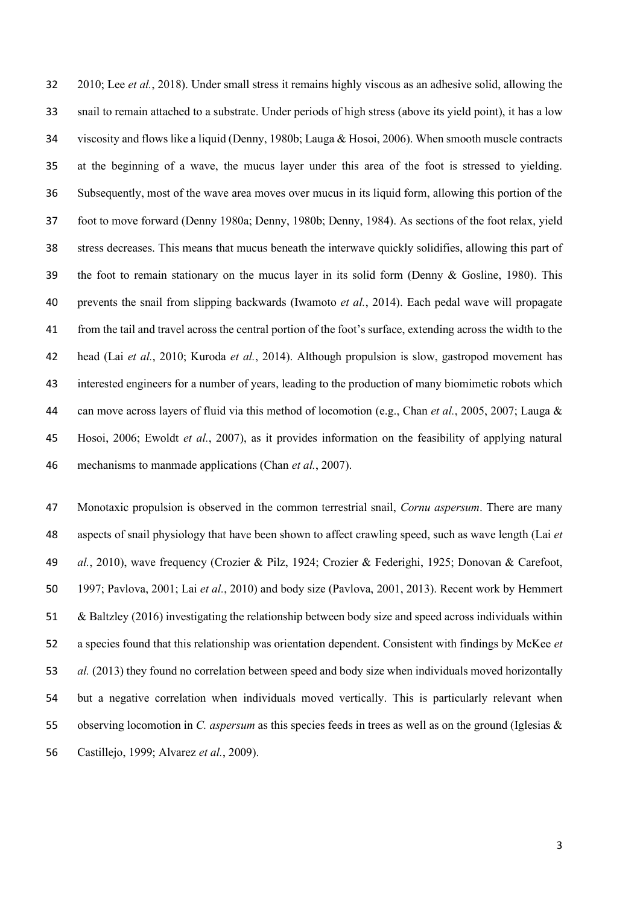2010; Lee *et al.*, 2018). Under small stress it remains highly viscous as an adhesive solid, allowing the snail to remain attached to a substrate. Under periods of high stress (above its yield point), it has a low viscosity and flows like a liquid (Denny, 1980b; Lauga & Hosoi, 2006). When smooth muscle contracts at the beginning of a wave, the mucus layer under this area of the foot is stressed to yielding. Subsequently, most of the wave area moves over mucus in its liquid form, allowing this portion of the foot to move forward (Denny 1980a; Denny, 1980b; Denny, 1984). As sections of the foot relax, yield stress decreases. This means that mucus beneath the interwave quickly solidifies, allowing this part of the foot to remain stationary on the mucus layer in its solid form (Denny & Gosline, 1980). This prevents the snail from slipping backwards (Iwamoto *et al.*, 2014). Each pedal wave will propagate from the tail and travel across the central portion of the foot's surface, extending across the width to the head (Lai *et al.*, 2010; Kuroda *et al.*, 2014). Although propulsion is slow, gastropod movement has interested engineers for a number of years, leading to the production of many biomimetic robots which can move across layers of fluid via this method of locomotion (e.g., Chan *et al.*, 2005, 2007; Lauga & Hosoi, 2006; Ewoldt *et al.*, 2007), as it provides information on the feasibility of applying natural mechanisms to manmade applications (Chan *et al.*, 2007).

Monotaxic propulsion is observed in the common terrestrial snail, *Cornu aspersum*. There are many aspects of snail physiology that have been shown to affect crawling speed, such as wave length (Lai *et al.*, 2010), wave frequency (Crozier & Pilz, 1924; Crozier & Federighi, 1925; Donovan & Carefoot, 1997; Pavlova, 2001; Lai *et al.*, 2010) and body size (Pavlova, 2001, 2013). Recent work by Hemmert & Baltzley (2016) investigating the relationship between body size and speed across individuals within a species found that this relationship was orientation dependent. Consistent with findings by McKee *et al.* (2013) they found no correlation between speed and body size when individuals moved horizontally but a negative correlation when individuals moved vertically. This is particularly relevant when observing locomotion in *C. aspersum* as this species feeds in trees as well as on the ground (Iglesias & Castillejo, 1999; Alvarez *et al.*, 2009).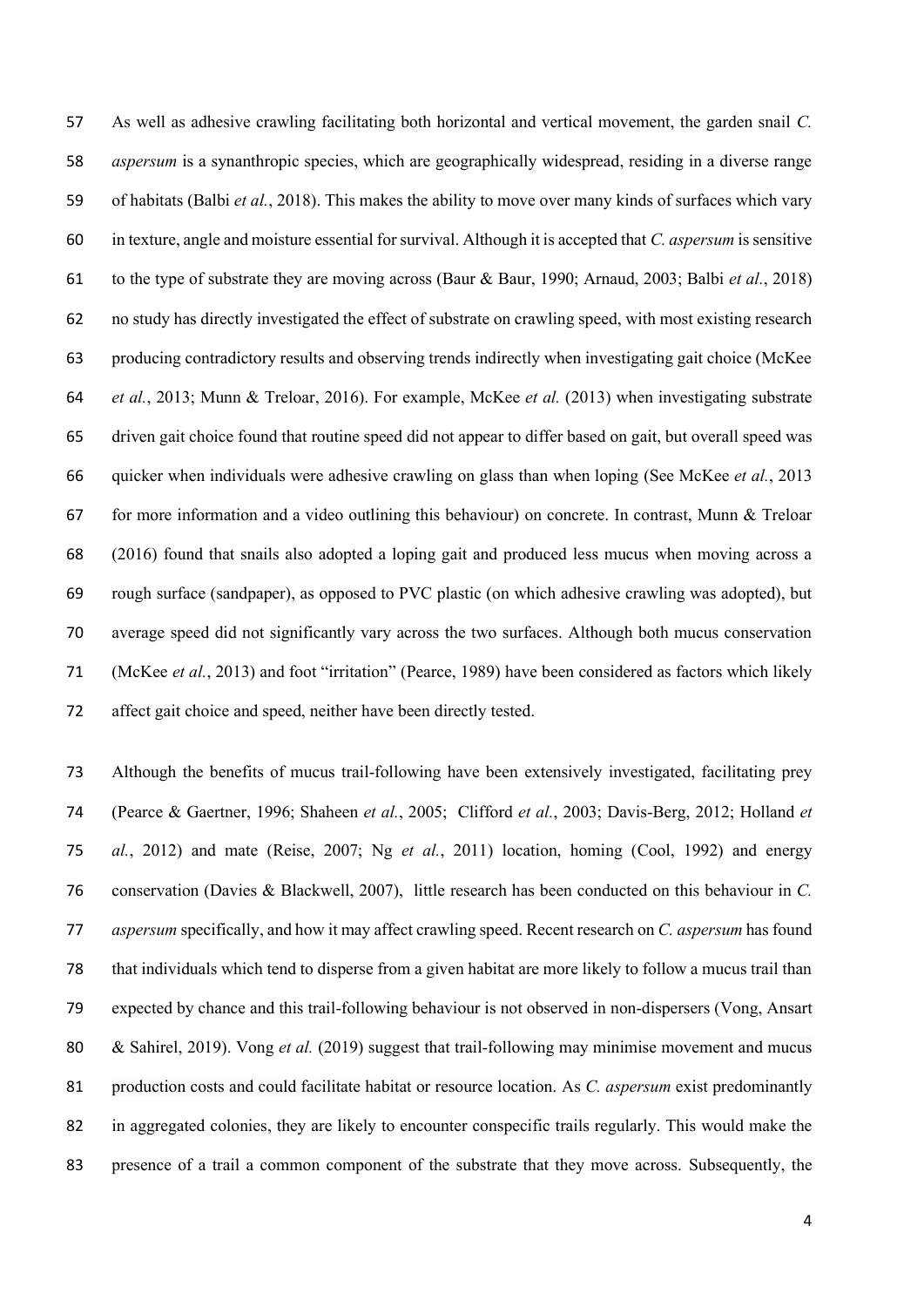As well as adhesive crawling facilitating both horizontal and vertical movement, the garden snail *C. aspersum* is a synanthropic species, which are geographically widespread, residing in a diverse range of habitats (Balbi *et al.*, 2018). This makes the ability to move over many kinds of surfaces which vary in texture, angle and moisture essential for survival. Although it is accepted that *C. aspersum* is sensitive to the type of substrate they are moving across (Baur & Baur, 1990; Arnaud, 2003; Balbi *et al.*, 2018) no study has directly investigated the effect of substrate on crawling speed, with most existing research producing contradictory results and observing trends indirectly when investigating gait choice (McKee *et al.*, 2013; Munn & Treloar, 2016). For example, McKee *et al.* (2013) when investigating substrate driven gait choice found that routine speed did not appear to differ based on gait, but overall speed was quicker when individuals were adhesive crawling on glass than when loping (See McKee *et al.*, 2013 for more information and a video outlining this behaviour) on concrete. In contrast, Munn & Treloar (2016) found that snails also adopted a loping gait and produced less mucus when moving across a rough surface (sandpaper), as opposed to PVC plastic (on which adhesive crawling was adopted), but average speed did not significantly vary across the two surfaces. Although both mucus conservation (McKee *et al.*, 2013) and foot "irritation" (Pearce, 1989) have been considered as factors which likely affect gait choice and speed, neither have been directly tested.

Although the benefits of mucus trail-following have been extensively investigated, facilitating prey (Pearce & Gaertner, 1996; Shaheen *et al.*, 2005; Clifford *et al.*, 2003; Davis-Berg, 2012; Holland *et al.*, 2012) and mate (Reise, 2007; Ng *et al.*, 2011) location, homing (Cool, 1992) and energy conservation (Davies & Blackwell, 2007), little research has been conducted on this behaviour in *C. aspersum* specifically, and how it may affect crawling speed. Recent research on *C. aspersum* has found that individuals which tend to disperse from a given habitat are more likely to follow a mucus trail than expected by chance and this trail-following behaviour is not observed in non-dispersers (Vong, Ansart & Sahirel, 2019). Vong *et al.* (2019) suggest that trail-following may minimise movement and mucus production costs and could facilitate habitat or resource location. As *C. aspersum* exist predominantly in aggregated colonies, they are likely to encounter conspecific trails regularly. This would make the presence of a trail a common component of the substrate that they move across. Subsequently, the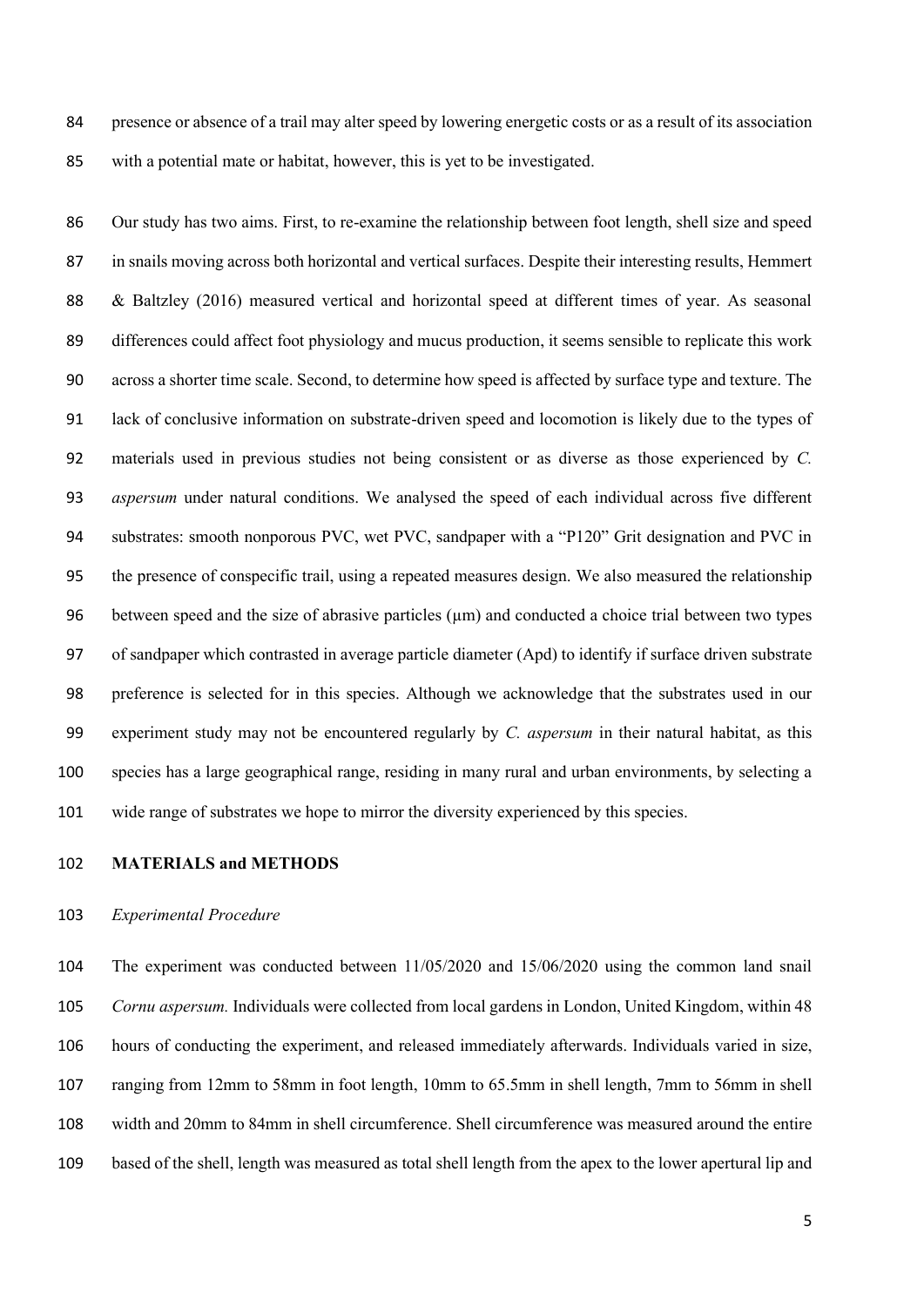presence or absence of a trail may alter speed by lowering energetic costs or as a result of its association with a potential mate or habitat, however, this is yet to be investigated.

Our study has two aims. First, to re-examine the relationship between foot length, shell size and speed in snails moving across both horizontal and vertical surfaces. Despite their interesting results, Hemmert & Baltzley (2016) measured vertical and horizontal speed at different times of year. As seasonal differences could affect foot physiology and mucus production, it seems sensible to replicate this work across a shorter time scale. Second, to determine how speed is affected by surface type and texture. The lack of conclusive information on substrate-driven speed and locomotion is likely due to the types of materials used in previous studies not being consistent or as diverse as those experienced by *C. aspersum* under natural conditions. We analysed the speed of each individual across five different substrates: smooth nonporous PVC, wet PVC, sandpaper with a "P120" Grit designation and PVC in the presence of conspecific trail, using a repeated measures design. We also measured the relationship between speed and the size of abrasive particles (µm) and conducted a choice trial between two types of sandpaper which contrasted in average particle diameter (Apd) to identify if surface driven substrate preference is selected for in this species. Although we acknowledge that the substrates used in our experiment study may not be encountered regularly by *C. aspersum* in their natural habitat, as this species has a large geographical range, residing in many rural and urban environments, by selecting a wide range of substrates we hope to mirror the diversity experienced by this species.

## MATERIALS and METHODS

### *Experimental Procedure*

The experiment was conducted between 11/05/2020 and 15/06/2020 using the common land snail *Cornu aspersum.* Individuals were collected from local gardens in London, United Kingdom, within 48 hours of conducting the experiment, and released immediately afterwards. Individuals varied in size, ranging from 12mm to 58mm in foot length, 10mm to 65.5mm in shell length, 7mm to 56mm in shell width and 20mm to 84mm in shell circumference. Shell circumference was measured around the entire based of the shell, length was measured as total shell length from the apex to the lower apertural lip and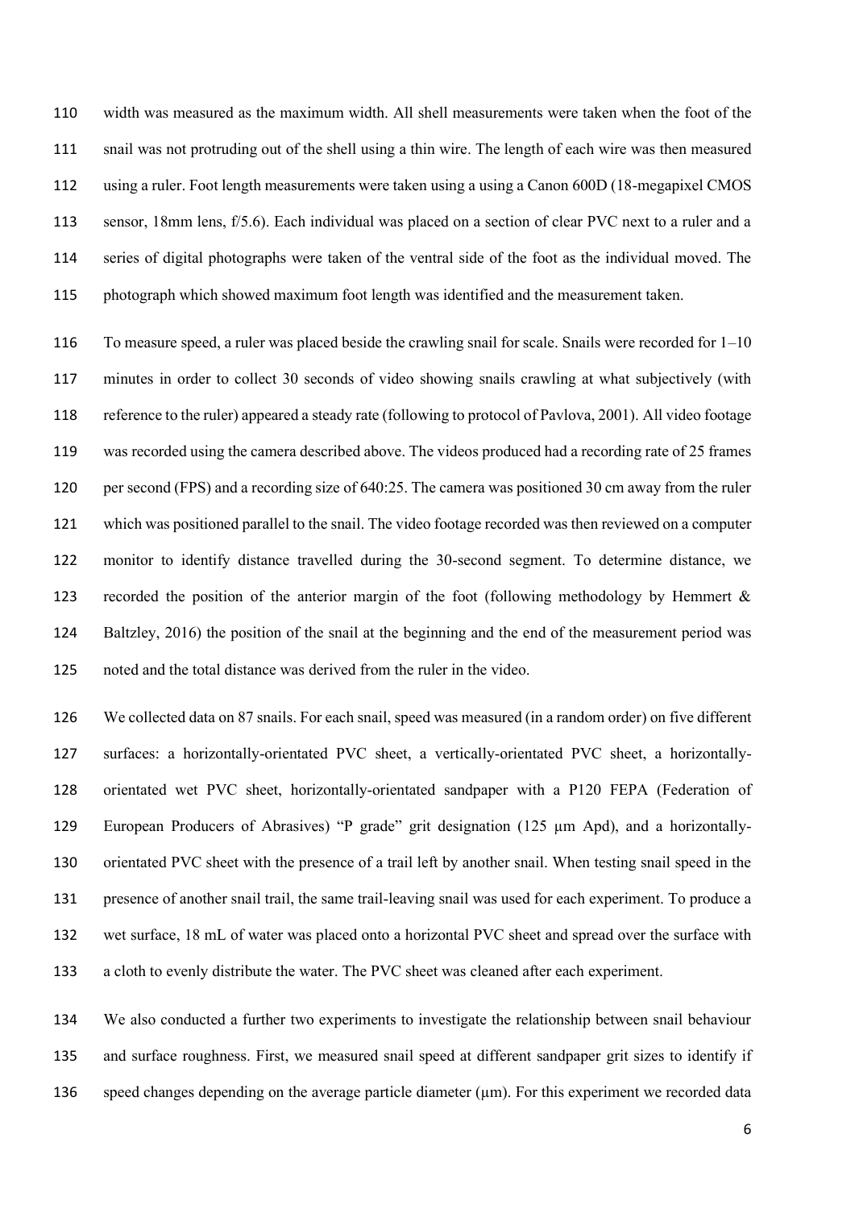width was measured as the maximum width. All shell measurements were taken when the foot of the snail was not protruding out of the shell using a thin wire. The length of each wire was then measured using a ruler. Foot length measurements were taken using a using a Canon 600D (18-megapixel CMOS sensor, 18mm lens, f/5.6). Each individual was placed on a section of clear PVC next to a ruler and a series of digital photographs were taken of the ventral side of the foot as the individual moved. The photograph which showed maximum foot length was identified and the measurement taken.

To measure speed, a ruler was placed beside the crawling snail for scale. Snails were recorded for 1–10 minutes in order to collect 30 seconds of video showing snails crawling at what subjectively (with reference to the ruler) appeared a steady rate (following to protocol of Pavlova, 2001). All video footage was recorded using the camera described above. The videos produced had a recording rate of 25 frames per second (FPS) and a recording size of 640:25. The camera was positioned 30 cm away from the ruler which was positioned parallel to the snail. The video footage recorded was then reviewed on a computer monitor to identify distance travelled during the 30-second segment. To determine distance, we recorded the position of the anterior margin of the foot (following methodology by Hemmert & Baltzley, 2016) the position of the snail at the beginning and the end of the measurement period was noted and the total distance was derived from the ruler in the video.

We collected data on 87 snails. For each snail, speed was measured (in a random order) on five different surfaces: a horizontally-orientated PVC sheet, a vertically-orientated PVC sheet, a horizontally-orientated wet PVC sheet, horizontally-orientated sandpaper with a P120 FEPA (Federation of European Producers of Abrasives) "P grade" grit designation (125 µm Apd), and a horizontally-orientated PVC sheet with the presence of a trail left by another snail. When testing snail speed in the presence of another snail trail, the same trail-leaving snail was used for each experiment. To produce a wet surface, 18 mL of water was placed onto a horizontal PVC sheet and spread over the surface with a cloth to evenly distribute the water. The PVC sheet was cleaned after each experiment.

We also conducted a further two experiments to investigate the relationship between snail behaviour and surface roughness. First, we measured snail speed at different sandpaper grit sizes to identify if speed changes depending on the average particle diameter (µm). For this experiment we recorded data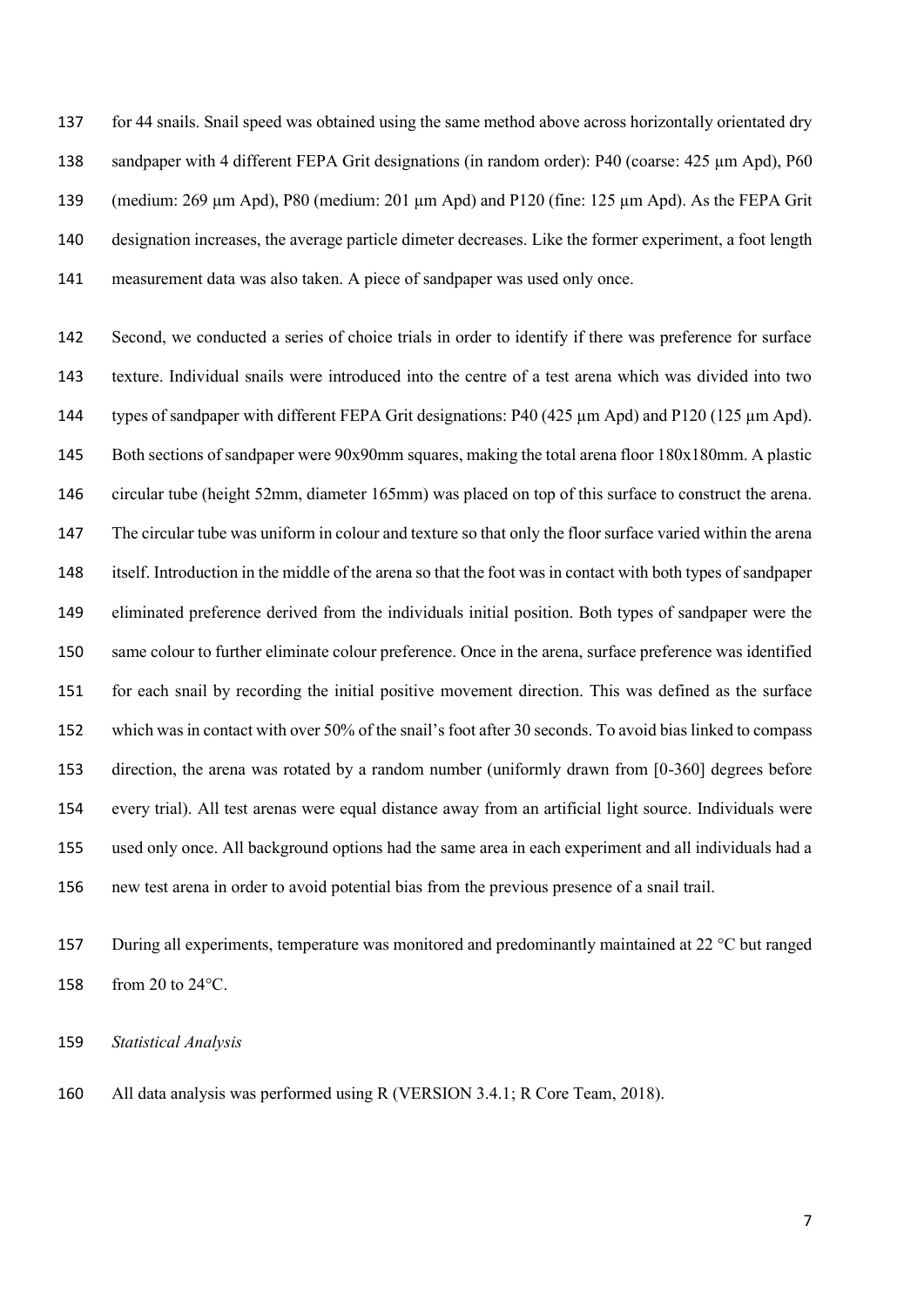for 44 snails. Snail speed was obtained using the same method above across horizontally orientated dry sandpaper with 4 different FEPA Grit designations (in random order): P40 (coarse: 425 µm Apd), P60 (medium: 269 µm Apd), P80 (medium: 201 µm Apd) and P120 (fine: 125 µm Apd). As the FEPA Grit designation increases, the average particle dimeter decreases. Like the former experiment, a foot length measurement data was also taken. A piece of sandpaper was used only once.

Second, we conducted a series of choice trials in order to identify if there was preference for surface texture. Individual snails were introduced into the centre of a test arena which was divided into two types of sandpaper with different FEPA Grit designations: P40 (425 µm Apd) and P120 (125 µm Apd). Both sections of sandpaper were 90x90mm squares, making the total arena floor 180x180mm. A plastic circular tube (height 52mm, diameter 165mm) was placed on top of this surface to construct the arena. The circular tube was uniform in colour and texture so that only the floor surface varied within the arena itself. Introduction in the middle of the arena so that the foot was in contact with both types of sandpaper eliminated preference derived from the individuals initial position. Both types of sandpaper were the same colour to further eliminate colour preference. Once in the arena, surface preference was identified for each snail by recording the initial positive movement direction. This was defined as the surface which was in contact with over 50% of the snail's foot after 30 seconds. To avoid bias linked to compass direction, the arena was rotated by a random number (uniformly drawn from [0-360] degrees before every trial). All test arenas were equal distance away from an artificial light source. Individuals were used only once. All background options had the same area in each experiment and all individuals had a new test arena in order to avoid potential bias from the previous presence of a snail trail.

During all experiments, temperature was monitored and predominantly maintained at 22 °C but ranged from 20 to 24°C.

*Statistical Analysis*

All data analysis was performed using R (VERSION 3.4.1; R Core Team, 2018).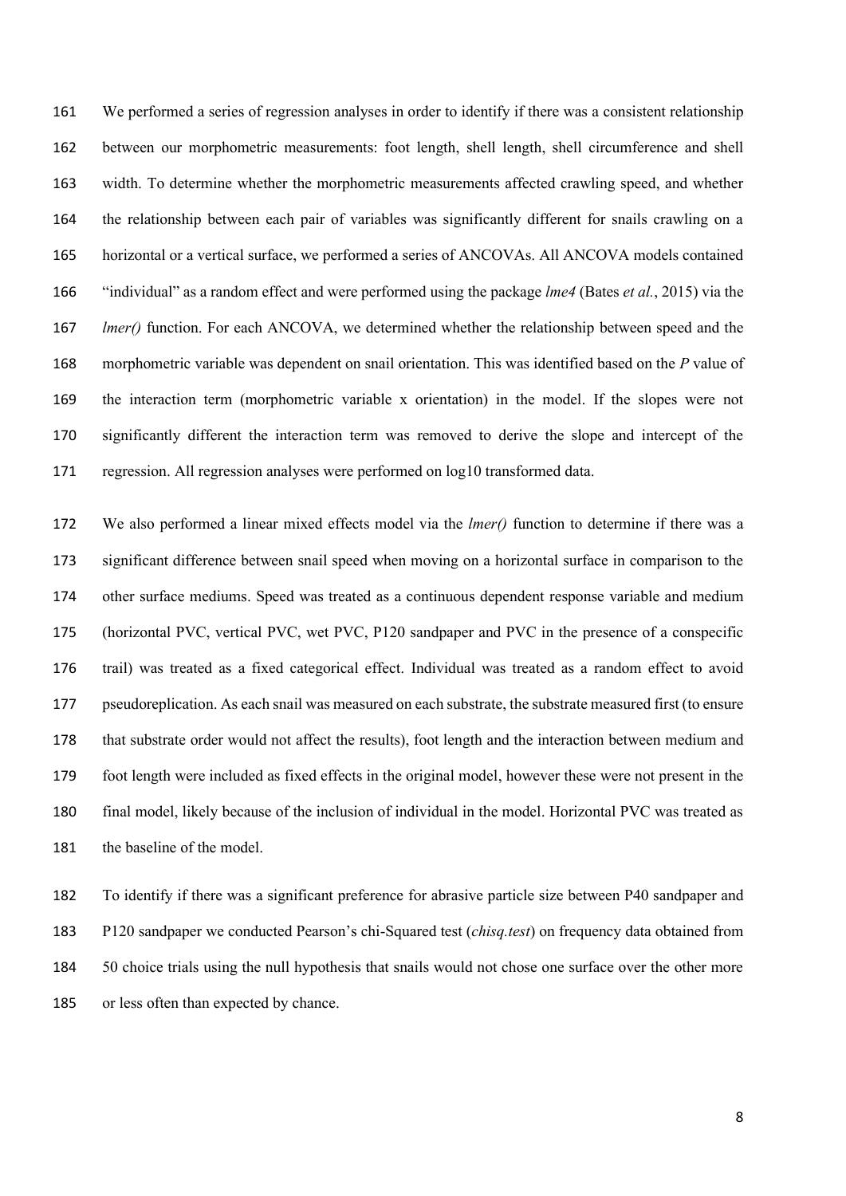We performed a series of regression analyses in order to identify if there was a consistent relationship between our morphometric measurements: foot length, shell length, shell circumference and shell width. To determine whether the morphometric measurements affected crawling speed, and whether the relationship between each pair of variables was significantly different for snails crawling on a horizontal or a vertical surface, we performed a series of ANCOVAs. All ANCOVA models contained "individual" as a random effect and were performed using the package *lme4* (Bates *et al.*, 2015) via the *lmer()* function. For each ANCOVA, we determined whether the relationship between speed and the morphometric variable was dependent on snail orientation. This was identified based on the *P* value of the interaction term (morphometric variable x orientation) in the model. If the slopes were not significantly different the interaction term was removed to derive the slope and intercept of the regression. All regression analyses were performed on log10 transformed data.

We also performed a linear mixed effects model via the *lmer()* function to determine if there was a significant difference between snail speed when moving on a horizontal surface in comparison to the other surface mediums. Speed was treated as a continuous dependent response variable and medium (horizontal PVC, vertical PVC, wet PVC, P120 sandpaper and PVC in the presence of a conspecific trail) was treated as a fixed categorical effect. Individual was treated as a random effect to avoid pseudoreplication. As each snail was measured on each substrate, the substrate measured first (to ensure that substrate order would not affect the results), foot length and the interaction between medium and foot length were included as fixed effects in the original model, however these were not present in the final model, likely because of the inclusion of individual in the model. Horizontal PVC was treated as the baseline of the model.

To identify if there was a significant preference for abrasive particle size between P40 sandpaper and P120 sandpaper we conducted Pearson's chi-Squared test (*chisq.test*) on frequency data obtained from 50 choice trials using the null hypothesis that snails would not chose one surface over the other more or less often than expected by chance.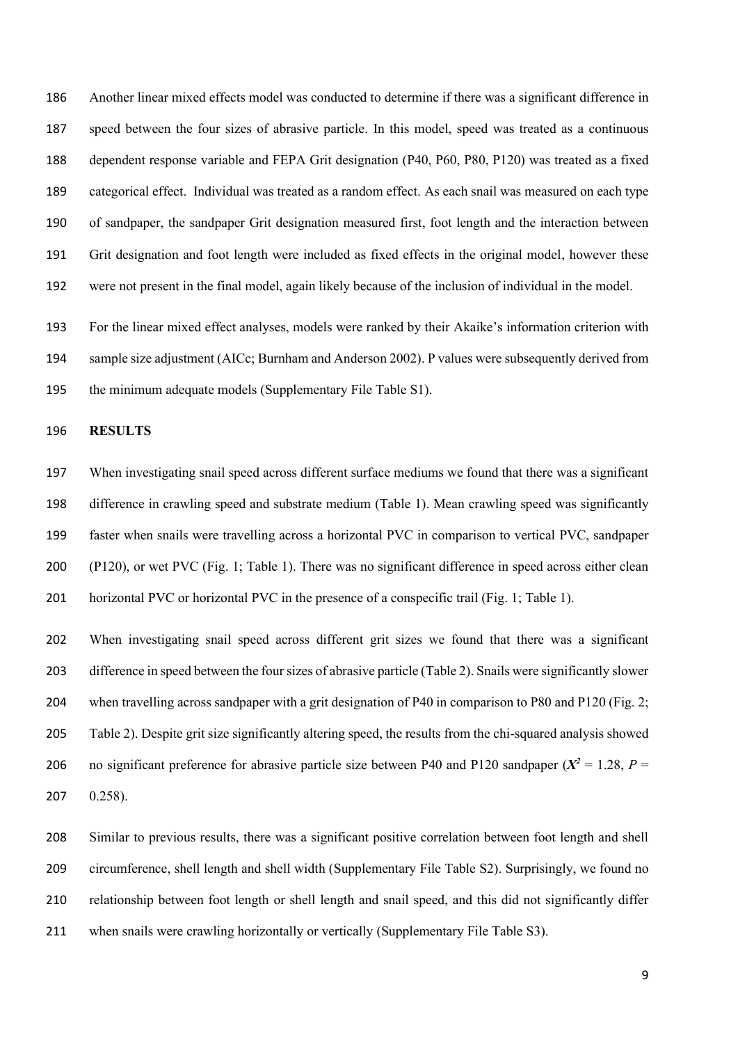Another linear mixed effects model was conducted to determine if there was a significant difference in speed between the four sizes of abrasive particle. In this model, speed was treated as a continuous dependent response variable and FEPA Grit designation (P40, P60, P80, P120) was treated as a fixed categorical effect. Individual was treated as a random effect. As each snail was measured on each type of sandpaper, the sandpaper Grit designation measured first, foot length and the interaction between Grit designation and foot length were included as fixed effects in the original model, however these were not present in the final model, again likely because of the inclusion of individual in the model.

For the linear mixed effect analyses, models were ranked by their Akaike's information criterion with sample size adjustment (AICc; Burnham and Anderson 2002). P values were subsequently derived from the minimum adequate models (Supplementary File Table S1).

## RESULTS

When investigating snail speed across different surface mediums we found that there was a significant difference in crawling speed and substrate medium (Table 1). Mean crawling speed was significantly faster when snails were travelling across a horizontal PVC in comparison to vertical PVC, sandpaper (P120), or wet PVC (Fig. 1; Table 1). There was no significant difference in speed across either clean horizontal PVC or horizontal PVC in the presence of a conspecific trail (Fig. 1; Table 1).

When investigating snail speed across different grit sizes we found that there was a significant difference in speed between the four sizes of abrasive particle (Table 2). Snails were significantly slower when travelling across sandpaper with a grit designation of P40 in comparison to P80 and P120 (Fig. 2; Table 2). Despite grit size significantly altering speed, the results from the chi-squared analysis showed no significant preference for abrasive particle size between P40 and P120 sandpaper ($X^2$ = 1.28, $P$ = 0.258).

Similar to previous results, there was a significant positive correlation between foot length and shell circumference, shell length and shell width (Supplementary File Table S2). Surprisingly, we found no relationship between foot length or shell length and snail speed, and this did not significantly differ when snails were crawling horizontally or vertically (Supplementary File Table S3).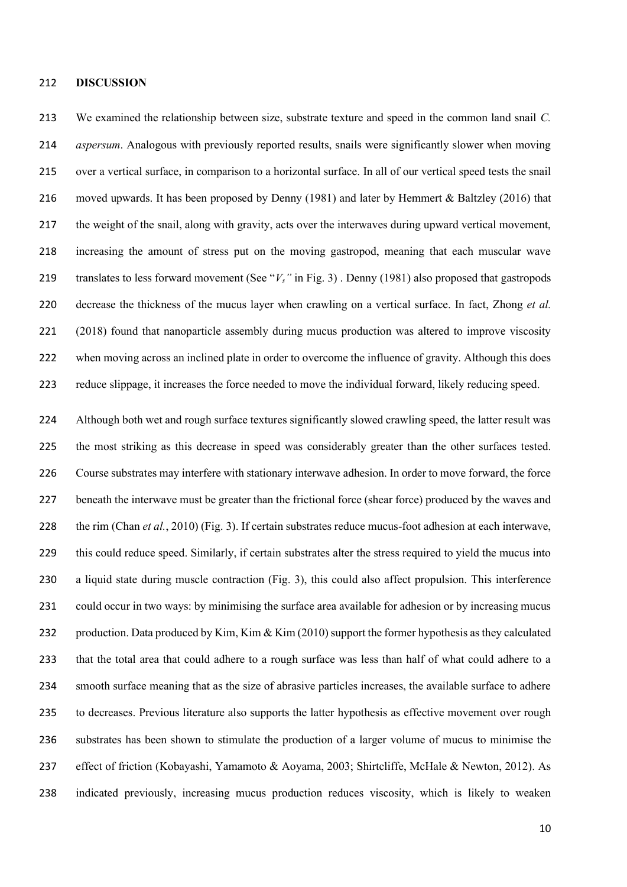## DISCUSSION

We examined the relationship between size, substrate texture and speed in the common land snail *C. aspersum*. Analogous with previously reported results, snails were significantly slower when moving over a vertical surface, in comparison to a horizontal surface. In all of our vertical speed tests the snail moved upwards. It has been proposed by Denny (1981) and later by Hemmert & Baltzley (2016) that the weight of the snail, along with gravity, acts over the interwaves during upward vertical movement, increasing the amount of stress put on the moving gastropod, meaning that each muscular wave translates to less forward movement (See "$V_s$" in Fig. 3) . Denny (1981) also proposed that gastropods decrease the thickness of the mucus layer when crawling on a vertical surface. In fact, Zhong *et al.* (2018) found that nanoparticle assembly during mucus production was altered to improve viscosity when moving across an inclined plate in order to overcome the influence of gravity. Although this does reduce slippage, it increases the force needed to move the individual forward, likely reducing speed.

Although both wet and rough surface textures significantly slowed crawling speed, the latter result was the most striking as this decrease in speed was considerably greater than the other surfaces tested. Course substrates may interfere with stationary interwave adhesion. In order to move forward, the force beneath the interwave must be greater than the frictional force (shear force) produced by the waves and the rim (Chan *et al.*, 2010) (Fig. 3). If certain substrates reduce mucus-foot adhesion at each interwave, this could reduce speed. Similarly, if certain substrates alter the stress required to yield the mucus into a liquid state during muscle contraction (Fig. 3), this could also affect propulsion. This interference could occur in two ways: by minimising the surface area available for adhesion or by increasing mucus production. Data produced by Kim, Kim & Kim (2010) support the former hypothesis as they calculated that the total area that could adhere to a rough surface was less than half of what could adhere to a smooth surface meaning that as the size of abrasive particles increases, the available surface to adhere to decreases. Previous literature also supports the latter hypothesis as effective movement over rough substrates has been shown to stimulate the production of a larger volume of mucus to minimise the effect of friction (Kobayashi, Yamamoto & Aoyama, 2003; Shirtcliffe, McHale & Newton, 2012). As indicated previously, increasing mucus production reduces viscosity, which is likely to weaken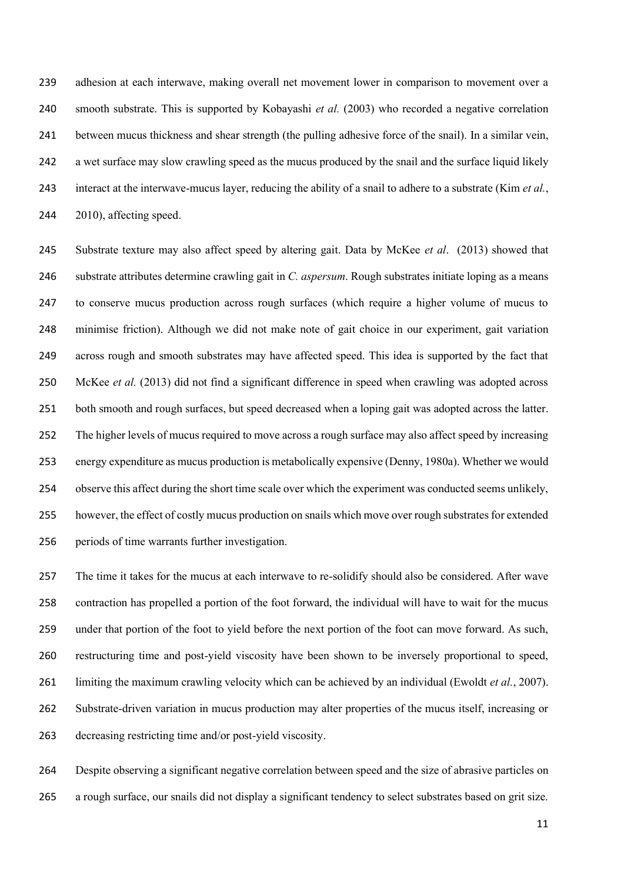adhesion at each interwave, making overall net movement lower in comparison to movement over a smooth substrate. This is supported by Kobayashi *et al.* (2003) who recorded a negative correlation between mucus thickness and shear strength (the pulling adhesive force of the snail). In a similar vein, a wet surface may slow crawling speed as the mucus produced by the snail and the surface liquid likely interact at the interwave-mucus layer, reducing the ability of a snail to adhere to a substrate (Kim *et al.*, 2010), affecting speed.

Substrate texture may also affect speed by altering gait. Data by McKee *et al*. (2013) showed that substrate attributes determine crawling gait in *C. aspersum*. Rough substrates initiate loping as a means to conserve mucus production across rough surfaces (which require a higher volume of mucus to minimise friction). Although we did not make note of gait choice in our experiment, gait variation across rough and smooth substrates may have affected speed. This idea is supported by the fact that McKee *et al.* (2013) did not find a significant difference in speed when crawling was adopted across both smooth and rough surfaces, but speed decreased when a loping gait was adopted across the latter. The higher levels of mucus required to move across a rough surface may also affect speed by increasing energy expenditure as mucus production is metabolically expensive (Denny, 1980a). Whether we would observe this affect during the short time scale over which the experiment was conducted seems unlikely, however, the effect of costly mucus production on snails which move over rough substrates for extended periods of time warrants further investigation.

The time it takes for the mucus at each interwave to re-solidify should also be considered. After wave contraction has propelled a portion of the foot forward, the individual will have to wait for the mucus under that portion of the foot to yield before the next portion of the foot can move forward. As such, restructuring time and post-yield viscosity have been shown to be inversely proportional to speed, limiting the maximum crawling velocity which can be achieved by an individual (Ewoldt *et al.*, 2007). Substrate-driven variation in mucus production may alter properties of the mucus itself, increasing or decreasing restricting time and/or post-yield viscosity.

Despite observing a significant negative correlation between speed and the size of abrasive particles on a rough surface, our snails did not display a significant tendency to select substrates based on grit size.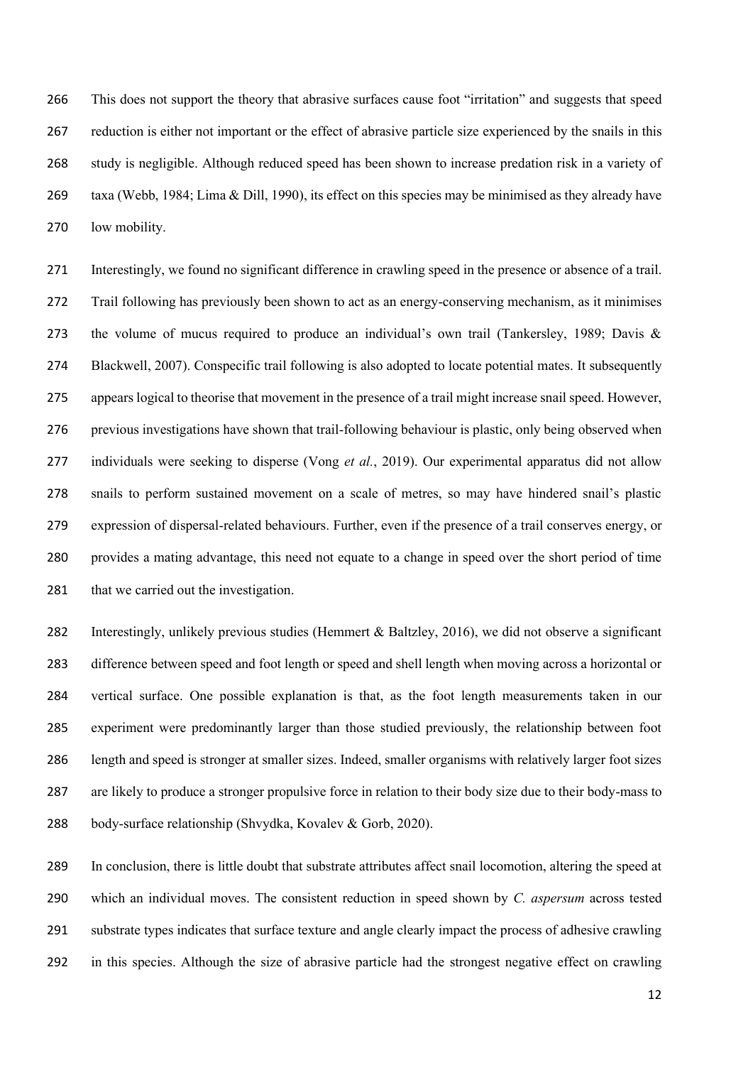This does not support the theory that abrasive surfaces cause foot "irritation" and suggests that speed reduction is either not important or the effect of abrasive particle size experienced by the snails in this study is negligible. Although reduced speed has been shown to increase predation risk in a variety of taxa (Webb, 1984; Lima & Dill, 1990), its effect on this species may be minimised as they already have low mobility.

Interestingly, we found no significant difference in crawling speed in the presence or absence of a trail. Trail following has previously been shown to act as an energy-conserving mechanism, as it minimises the volume of mucus required to produce an individual's own trail (Tankersley, 1989; Davis & Blackwell, 2007). Conspecific trail following is also adopted to locate potential mates. It subsequently appears logical to theorise that movement in the presence of a trail might increase snail speed. However, previous investigations have shown that trail-following behaviour is plastic, only being observed when individuals were seeking to disperse (Vong *et al.*, 2019). Our experimental apparatus did not allow snails to perform sustained movement on a scale of metres, so may have hindered snail's plastic expression of dispersal-related behaviours. Further, even if the presence of a trail conserves energy, or provides a mating advantage, this need not equate to a change in speed over the short period of time that we carried out the investigation.

Interestingly, unlikely previous studies (Hemmert & Baltzley, 2016), we did not observe a significant difference between speed and foot length or speed and shell length when moving across a horizontal or vertical surface. One possible explanation is that, as the foot length measurements taken in our experiment were predominantly larger than those studied previously, the relationship between foot length and speed is stronger at smaller sizes. Indeed, smaller organisms with relatively larger foot sizes are likely to produce a stronger propulsive force in relation to their body size due to their body-mass to body-surface relationship (Shvydka, Kovalev & Gorb, 2020).

In conclusion, there is little doubt that substrate attributes affect snail locomotion, altering the speed at which an individual moves. The consistent reduction in speed shown by *C. aspersum* across tested substrate types indicates that surface texture and angle clearly impact the process of adhesive crawling in this species. Although the size of abrasive particle had the strongest negative effect on crawling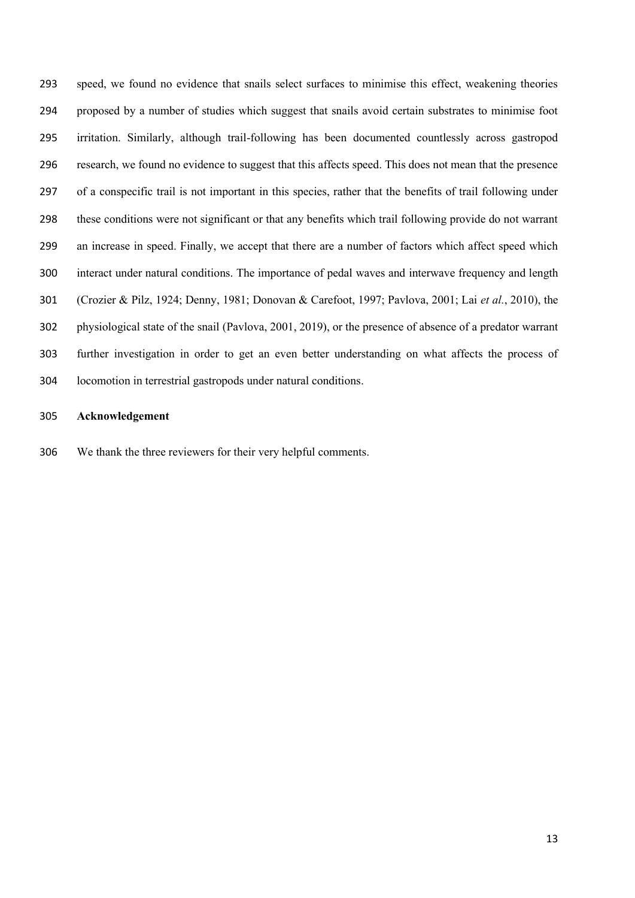speed, we found no evidence that snails select surfaces to minimise this effect, weakening theories proposed by a number of studies which suggest that snails avoid certain substrates to minimise foot irritation. Similarly, although trail-following has been documented countlessly across gastropod research, we found no evidence to suggest that this affects speed. This does not mean that the presence of a conspecific trail is not important in this species, rather that the benefits of trail following under these conditions were not significant or that any benefits which trail following provide do not warrant an increase in speed. Finally, we accept that there are a number of factors which affect speed which interact under natural conditions. The importance of pedal waves and interwave frequency and length (Crozier & Pilz, 1924; Denny, 1981; Donovan & Carefoot, 1997; Pavlova, 2001; Lai *et al.*, 2010), the physiological state of the snail (Pavlova, 2001, 2019), or the presence of absence of a predator warrant further investigation in order to get an even better understanding on what affects the process of locomotion in terrestrial gastropods under natural conditions.

## Acknowledgement

We thank the three reviewers for their very helpful comments.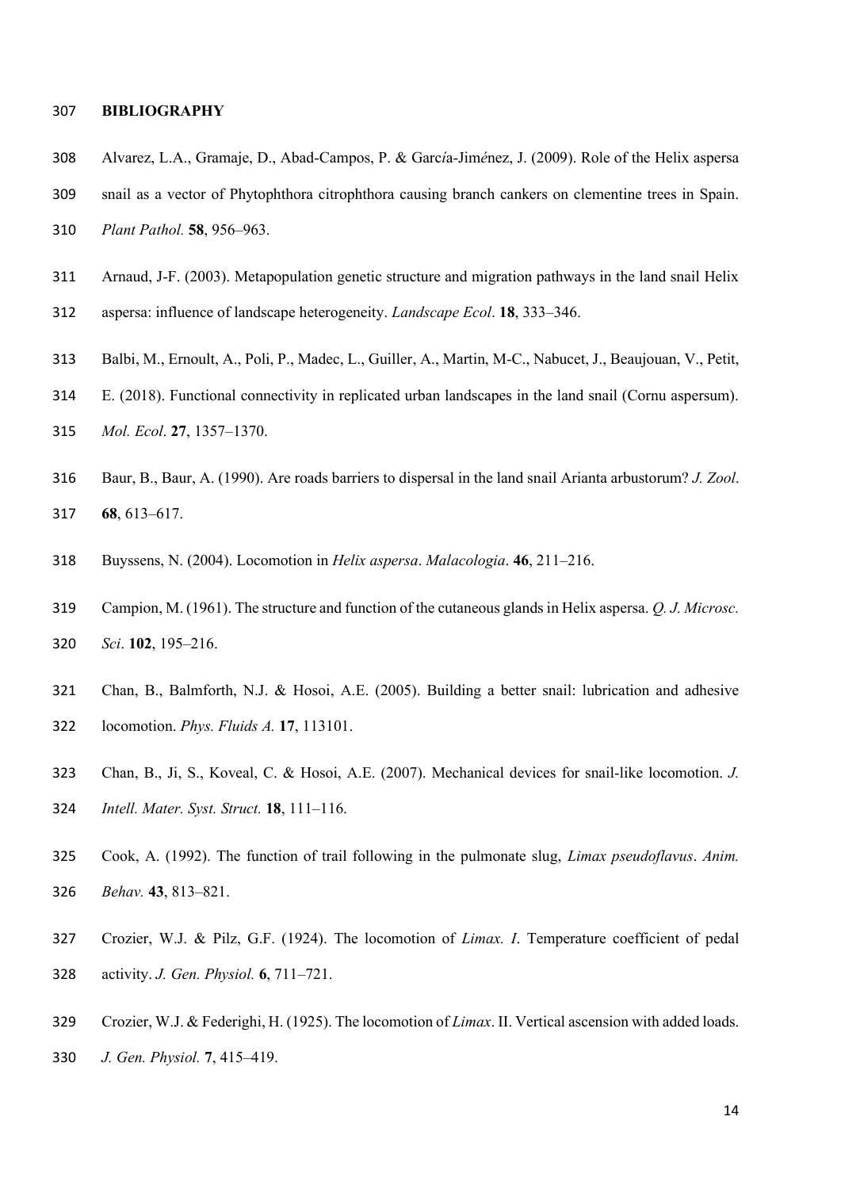# BIBLIOGRAPHY

Alvarez, L.A., Gramaje, D., Abad-Campos, P. & García-Jiménez, J. (2009). Role of the Helix aspersa snail as a vector of Phytophthora citrophthora causing branch cankers on clementine trees in Spain. *Plant Pathol.* **58**, 956–963.

Arnaud, J-F. (2003). Metapopulation genetic structure and migration pathways in the land snail Helix aspersa: influence of landscape heterogeneity. *Landscape Ecol*. **18**, 333–346.

Balbi, M., Ernoult, A., Poli, P., Madec, L., Guiller, A., Martin, M-C., Nabucet, J., Beaujouan, V., Petit, E. (2018). Functional connectivity in replicated urban landscapes in the land snail (Cornu aspersum). *Mol. Ecol*. **27**, 1357–1370.

Baur, B., Baur, A. (1990). Are roads barriers to dispersal in the land snail Arianta arbustorum? *J. Zool*. **68**, 613–617.

Buyssens, N. (2004). Locomotion in *Helix aspersa*. *Malacologia*. **46**, 211–216.

Campion, M. (1961). The structure and function of the cutaneous glands in Helix aspersa. *Q. J. Microsc. Sci*. **102**, 195–216.

Chan, B., Balmforth, N.J. & Hosoi, A.E. (2005). Building a better snail: lubrication and adhesive locomotion. *Phys. Fluids A.* **17**, 113101.

Chan, B., Ji, S., Koveal, C. & Hosoi, A.E. (2007). Mechanical devices for snail-like locomotion. *J. Intell. Mater. Syst. Struct.* **18**, 111–116.

Cook, A. (1992). The function of trail following in the pulmonate slug, *Limax pseudoflavus*. *Anim. Behav.* **43**, 813–821.

Crozier, W.J. & Pilz, G.F. (1924). The locomotion of *Limax. I*. Temperature coefficient of pedal activity. *J. Gen. Physiol.* **6**, 711–721.

Crozier, W.J. & Federighi, H. (1925). The locomotion of *Limax*. II. Vertical ascension with added loads. *J. Gen. Physiol.* **7**, 415–419.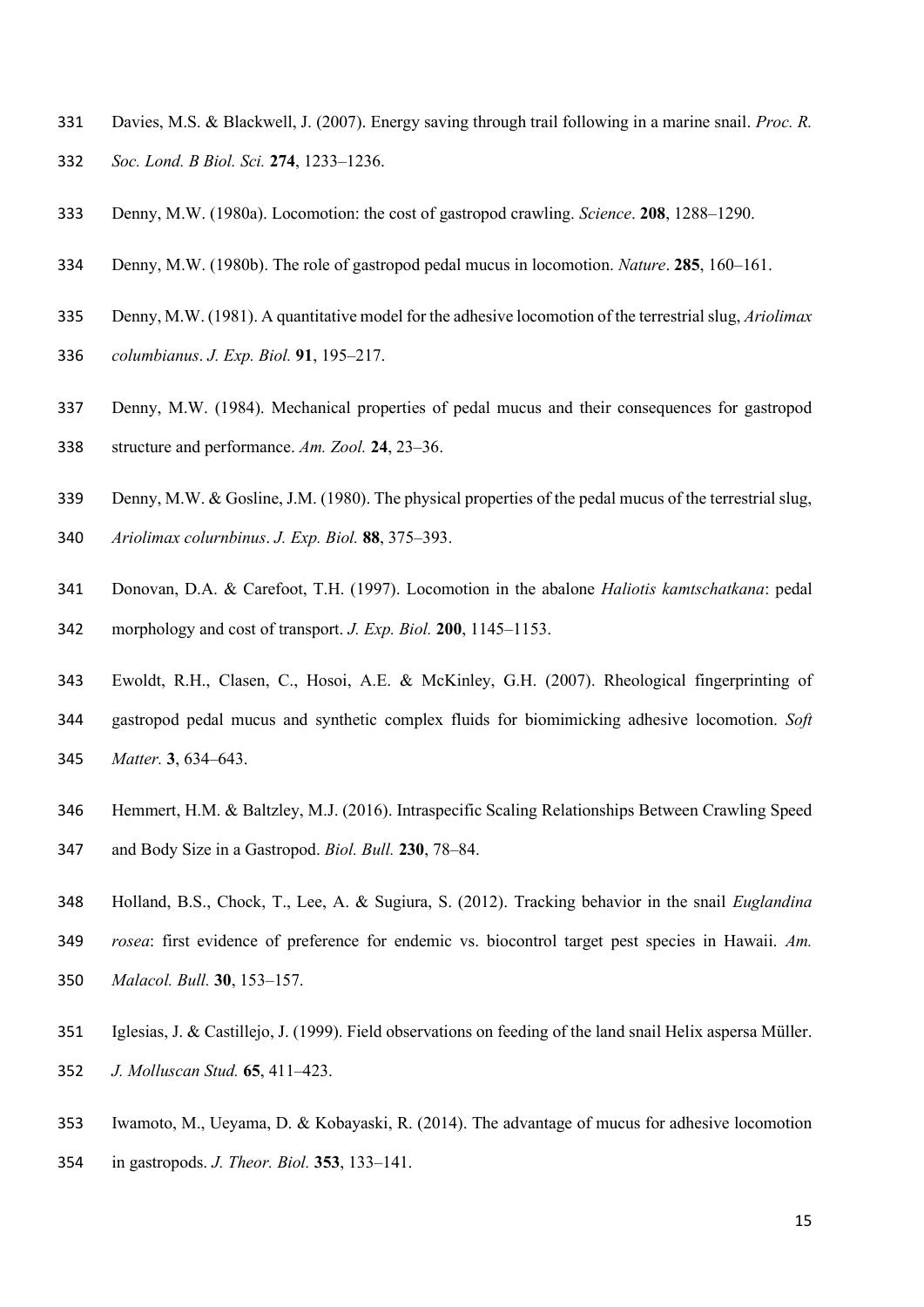Davies, M.S. & Blackwell, J. (2007). Energy saving through trail following in a marine snail. *Proc. R. Soc. Lond. B Biol. Sci.* **274**, 1233–1236.

Denny, M.W. (1980a). Locomotion: the cost of gastropod crawling. *Science*. **208**, 1288–1290.

Denny, M.W. (1980b). The role of gastropod pedal mucus in locomotion. *Nature*. **285**, 160–161.

Denny, M.W. (1981). A quantitative model for the adhesive locomotion of the terrestrial slug, *Ariolimax columbianus*. *J. Exp. Biol.* **91**, 195–217.

Denny, M.W. (1984). Mechanical properties of pedal mucus and their consequences for gastropod structure and performance. *Am. Zool.* **24**, 23–36.

Denny, M.W. & Gosline, J.M. (1980). The physical properties of the pedal mucus of the terrestrial slug, *Ariolimax colurnbinus*. *J. Exp. Biol.* **88**, 375–393.

Donovan, D.A. & Carefoot, T.H. (1997). Locomotion in the abalone *Haliotis kamtschatkana*: pedal morphology and cost of transport. *J. Exp. Biol.* **200**, 1145–1153.

Ewoldt, R.H., Clasen, C., Hosoi, A.E. & McKinley, G.H. (2007). Rheological fingerprinting of gastropod pedal mucus and synthetic complex fluids for biomimicking adhesive locomotion. *Soft Matter.* **3**, 634–643.

Hemmert, H.M. & Baltzley, M.J. (2016). Intraspecific Scaling Relationships Between Crawling Speed and Body Size in a Gastropod. *Biol. Bull.* **230**, 78–84.

Holland, B.S., Chock, T., Lee, A. & Sugiura, S. (2012). Tracking behavior in the snail *Euglandina rosea*: first evidence of preference for endemic vs. biocontrol target pest species in Hawaii. *Am. Malacol. Bull.* **30**, 153–157.

Iglesias, J. & Castillejo, J. (1999). Field observations on feeding of the land snail Helix aspersa Müller. *J. Molluscan Stud.* **65**, 411–423.

Iwamoto, M., Ueyama, D. & Kobayaski, R. (2014). The advantage of mucus for adhesive locomotion in gastropods. *J. Theor. Biol.* **353**, 133–141.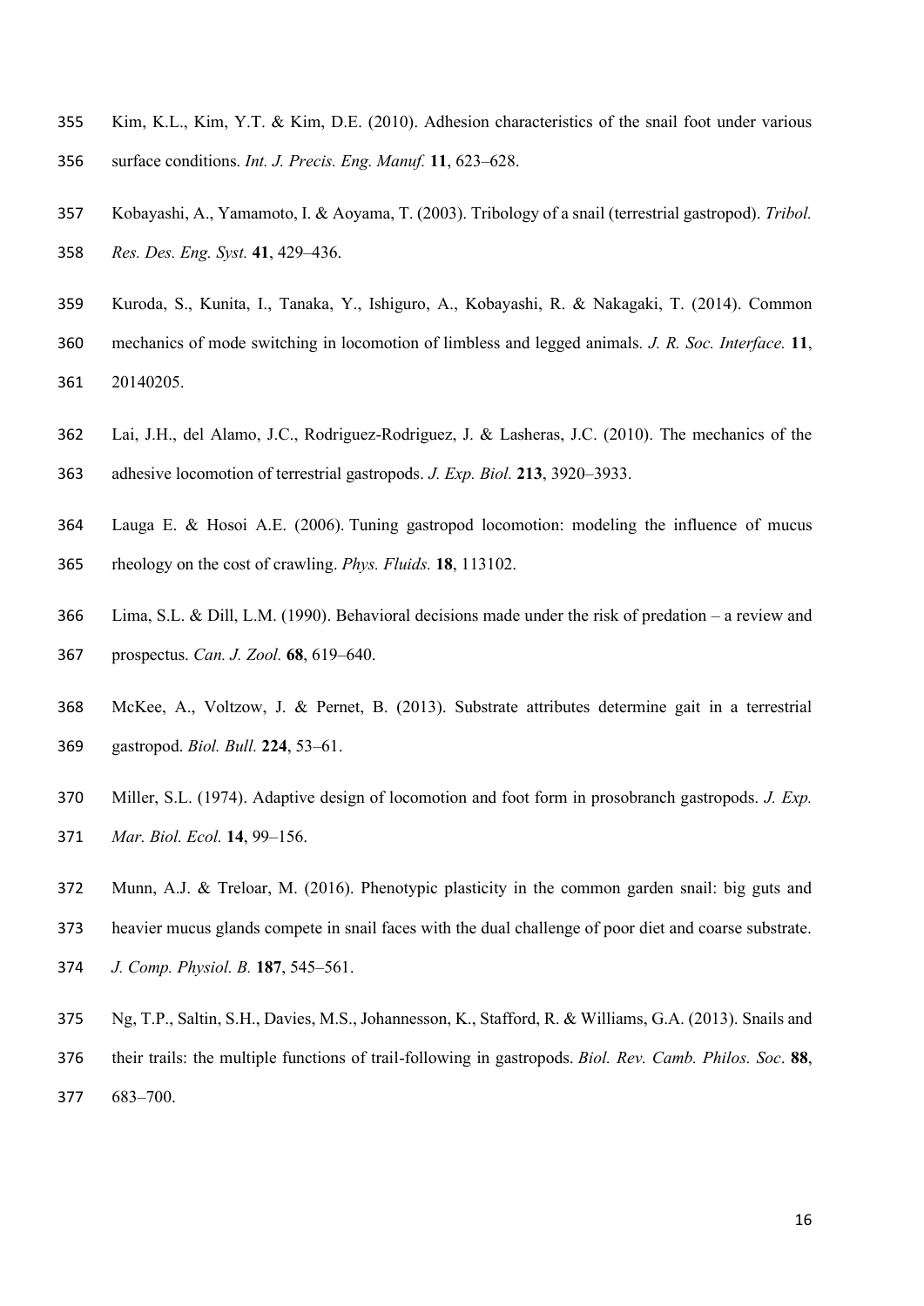Kim, K.L., Kim, Y.T. & Kim, D.E. (2010). Adhesion characteristics of the snail foot under various surface conditions. *Int. J. Precis. Eng. Manuf.* **11**, 623–628.

Kobayashi, A., Yamamoto, I. & Aoyama, T. (2003). Tribology of a snail (terrestrial gastropod). *Tribol. Res. Des. Eng. Syst.* **41**, 429–436.

Kuroda, S., Kunita, I., Tanaka, Y., Ishiguro, A., Kobayashi, R. & Nakagaki, T. (2014). Common mechanics of mode switching in locomotion of limbless and legged animals. *J. R. Soc. Interface.* **11**, 20140205.

Lai, J.H., del Alamo, J.C., Rodriguez-Rodriguez, J. & Lasheras, J.C. (2010). The mechanics of the adhesive locomotion of terrestrial gastropods. *J. Exp. Biol.* **213**, 3920–3933.

Lauga E. & Hosoi A.E. (2006). Tuning gastropod locomotion: modeling the influence of mucus rheology on the cost of crawling. *Phys. Fluids.* **18**, 113102.

Lima, S.L. & Dill, L.M. (1990). Behavioral decisions made under the risk of predation – a review and prospectus. *Can. J. Zool.* **68**, 619–640.

McKee, A., Voltzow, J. & Pernet, B. (2013). Substrate attributes determine gait in a terrestrial gastropod. *Biol. Bull.* **224**, 53–61.

Miller, S.L. (1974). Adaptive design of locomotion and foot form in prosobranch gastropods. *J. Exp. Mar. Biol. Ecol.* **14**, 99–156.

Munn, A.J. & Treloar, M. (2016). Phenotypic plasticity in the common garden snail: big guts and heavier mucus glands compete in snail faces with the dual challenge of poor diet and coarse substrate. *J. Comp. Physiol. B.* **187**, 545–561.

Ng, T.P., Saltin, S.H., Davies, M.S., Johannesson, K., Stafford, R. & Williams, G.A. (2013). Snails and their trails: the multiple functions of trail-following in gastropods. *Biol. Rev. Camb. Philos. Soc*. **88**, 683–700.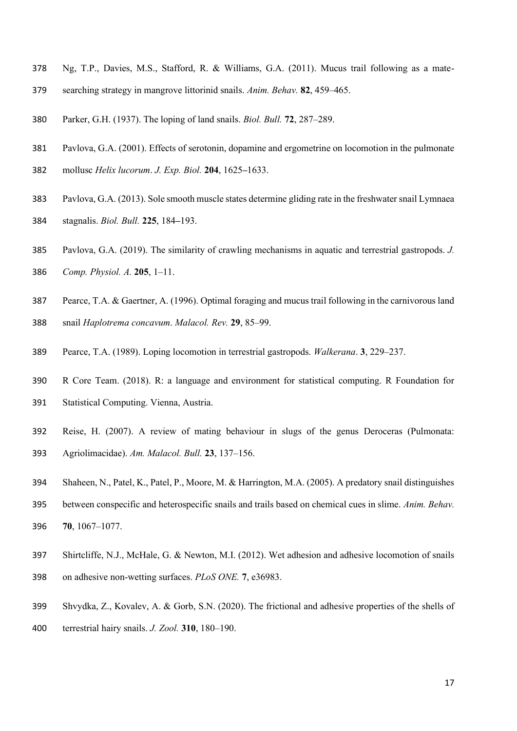Ng, T.P., Davies, M.S., Stafford, R. & Williams, G.A. (2011). Mucus trail following as a mate-searching strategy in mangrove littorinid snails. *Anim. Behav.* **82**, 459–465.

Parker, G.H. (1937). The loping of land snails. *Biol. Bull.* **72**, 287–289.

Pavlova, G.A. (2001). Effects of serotonin, dopamine and ergometrine on locomotion in the pulmonate mollusc *Helix lucorum*. *J. Exp. Biol.* **204**, 1625–1633.

Pavlova, G.A. (2013). Sole smooth muscle states determine gliding rate in the freshwater snail Lymnaea stagnalis. *Biol. Bull.* **225**, 184–193.

Pavlova, G.A. (2019). The similarity of crawling mechanisms in aquatic and terrestrial gastropods. *J. Comp. Physiol. A.* **205**, 1–11.

Pearce, T.A. & Gaertner, A. (1996). Optimal foraging and mucus trail following in the carnivorous land snail *Haplotrema concavum*. *Malacol. Rev.* **29**, 85–99.

Pearce, T.A. (1989). Loping locomotion in terrestrial gastropods. *Walkerana*. **3**, 229–237.

R Core Team. (2018). R: a language and environment for statistical computing. R Foundation for Statistical Computing. Vienna, Austria.

Reise, H. (2007). A review of mating behaviour in slugs of the genus Deroceras (Pulmonata: Agriolimacidae). *Am. Malacol. Bull.* **23**, 137–156.

Shaheen, N., Patel, K., Patel, P., Moore, M. & Harrington, M.A. (2005). A predatory snail distinguishes between conspecific and heterospecific snails and trails based on chemical cues in slime. *Anim. Behav.* **70**, 1067–1077.

Shirtcliffe, N.J., McHale, G. & Newton, M.I. (2012). Wet adhesion and adhesive locomotion of snails on adhesive non-wetting surfaces. *PLoS ONE.* **7**, e36983.

Shvydka, Z., Kovalev, A. & Gorb, S.N. (2020). The frictional and adhesive properties of the shells of terrestrial hairy snails. *J. Zool.* **310**, 180–190.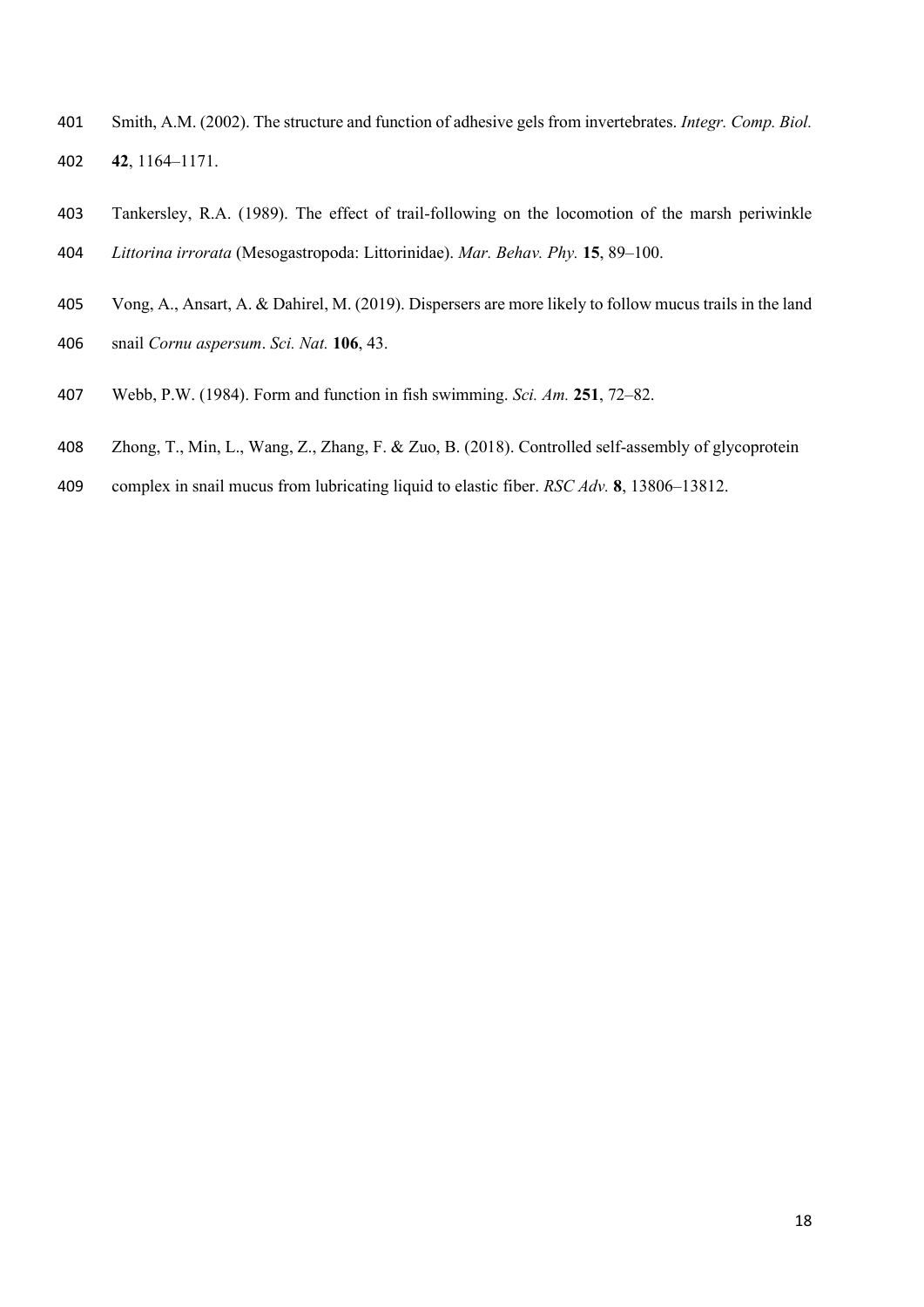Smith, A.M. (2002). The structure and function of adhesive gels from invertebrates. *Integr. Comp. Biol.* **42**, 1164–1171.

Tankersley, R.A. (1989). The effect of trail-following on the locomotion of the marsh periwinkle *Littorina irrorata* (Mesogastropoda: Littorinidae). *Mar. Behav. Phy.* **15**, 89–100.

Vong, A., Ansart, A. & Dahirel, M. (2019). Dispersers are more likely to follow mucus trails in the land snail *Cornu aspersum*. *Sci. Nat.* **106**, 43.

Webb, P.W. (1984). Form and function in fish swimming. *Sci. Am.* **251**, 72–82.

Zhong, T., Min, L., Wang, Z., Zhang, F. & Zuo, B. (2018). Controlled self-assembly of glycoprotein complex in snail mucus from lubricating liquid to elastic fiber. *RSC Adv.* **8**, 13806–13812.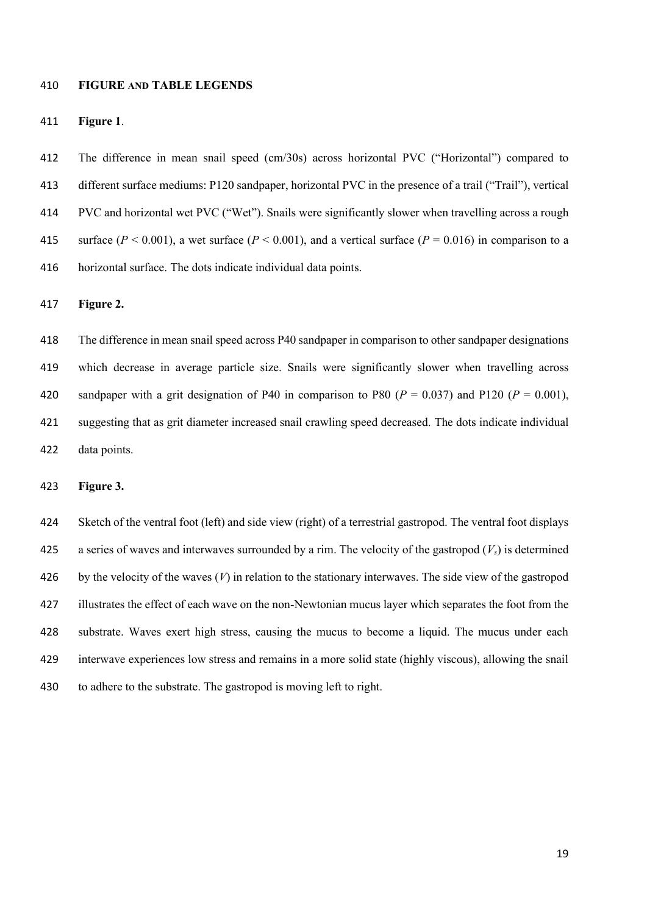## FIGURE AND TABLE LEGENDS

**Figure 1**.

The difference in mean snail speed (cm/30s) across horizontal PVC ("Horizontal") compared to different surface mediums: P120 sandpaper, horizontal PVC in the presence of a trail ("Trail"), vertical PVC and horizontal wet PVC ("Wet"). Snails were significantly slower when travelling across a rough surface ($P < 0.001$), a wet surface ($P < 0.001$), and a vertical surface ($P = 0.016$) in comparison to a horizontal surface. The dots indicate individual data points.

**Figure 2.**

The difference in mean snail speed across P40 sandpaper in comparison to other sandpaper designations which decrease in average particle size. Snails were significantly slower when travelling across sandpaper with a grit designation of P40 in comparison to P80 ($P = 0.037$) and P120 ($P = 0.001$), suggesting that as grit diameter increased snail crawling speed decreased. The dots indicate individual data points.

**Figure 3.**

Sketch of the ventral foot (left) and side view (right) of a terrestrial gastropod. The ventral foot displays a series of waves and interwaves surrounded by a rim. The velocity of the gastropod ($V_s$) is determined by the velocity of the waves ($V$) in relation to the stationary interwaves. The side view of the gastropod illustrates the effect of each wave on the non-Newtonian mucus layer which separates the foot from the substrate. Waves exert high stress, causing the mucus to become a liquid. The mucus under each interwave experiences low stress and remains in a more solid state (highly viscous), allowing the snail to adhere to the substrate. The gastropod is moving left to right.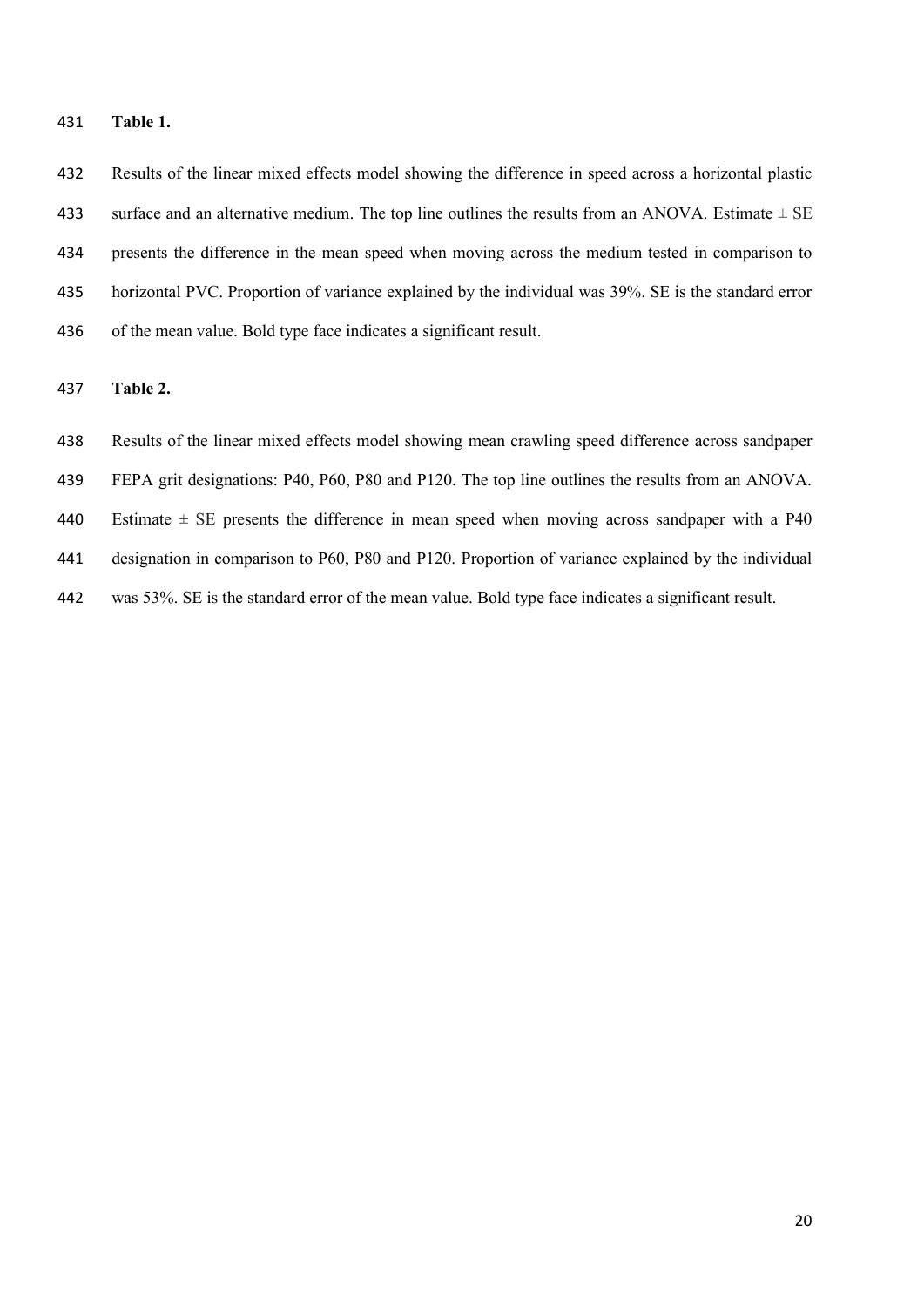**Table 1.**

Results of the linear mixed effects model showing the difference in speed across a horizontal plastic surface and an alternative medium. The top line outlines the results from an ANOVA. Estimate ± SE presents the difference in the mean speed when moving across the medium tested in comparison to horizontal PVC. Proportion of variance explained by the individual was 39%. SE is the standard error of the mean value. Bold type face indicates a significant result.

**Table 2.**

Results of the linear mixed effects model showing mean crawling speed difference across sandpaper FEPA grit designations: P40, P60, P80 and P120. The top line outlines the results from an ANOVA. Estimate ± SE presents the difference in mean speed when moving across sandpaper with a P40 designation in comparison to P60, P80 and P120. Proportion of variance explained by the individual was 53%. SE is the standard error of the mean value. Bold type face indicates a significant result.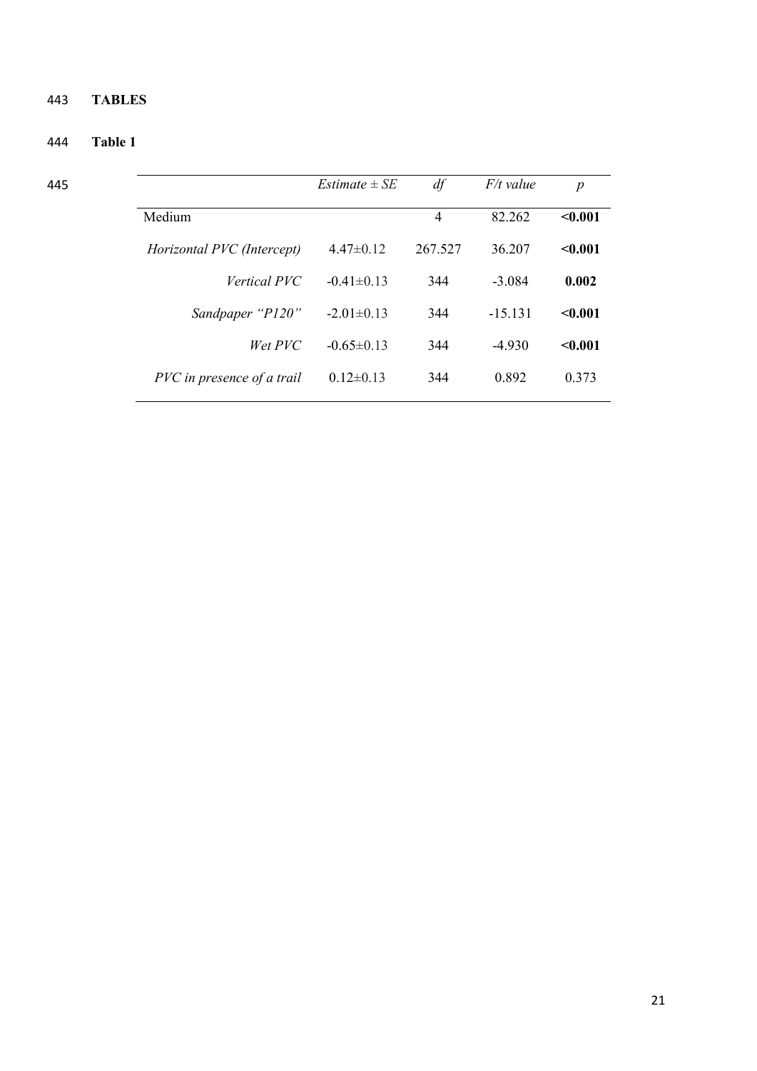# TABLES

## Table 1

| | *Estimate ± SE* | *df* | *F/t value* | *p* |
|---|---|---|---|---|
| Medium | | 4 | 82.262 | **<0.001** |
| *Horizontal PVC (Intercept)* | 4.47±0.12 | 267.527 | 36.207 | **<0.001** |
| *Vertical PVC* | -0.41±0.13 | 344 | -3.084 | **0.002** |
| *Sandpaper "P120"* | -2.01±0.13 | 344 | -15.131 | **<0.001** |
| *Wet PVC* | -0.65±0.13 | 344 | -4.930 | **<0.001** |
| *PVC in presence of a trail* | 0.12±0.13 | 344 | 0.892 | 0.373 |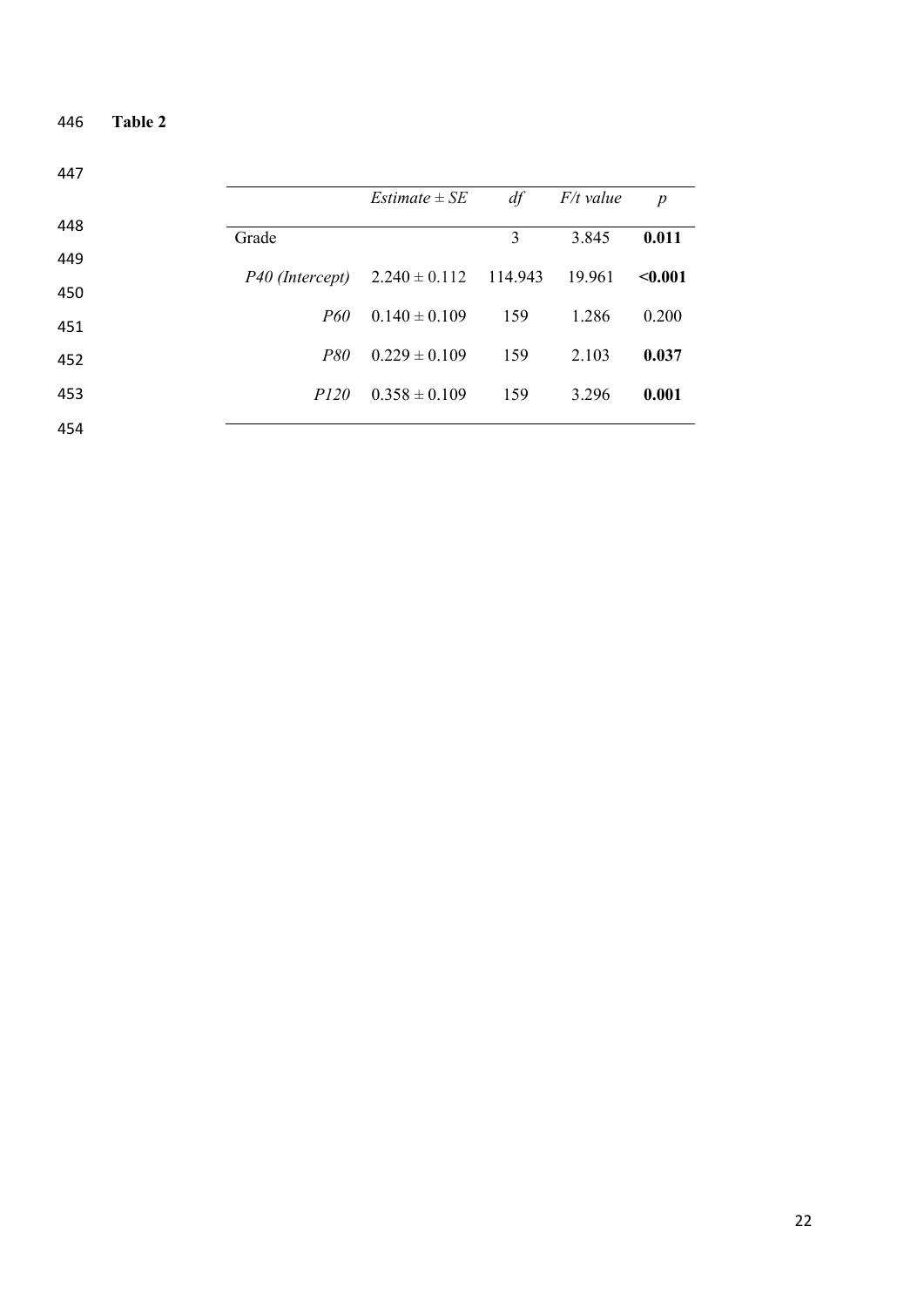**Table 2**

| | *Estimate ± SE* | *df* | *F/t value* | *p* |
|---|---|---|---|---|
| Grade | | 3 | 3.845 | **0.011** |
| *P40 (Intercept)* | 2.240 ± 0.112 | 114.943 | 19.961 | **<0.001** |
| *P60* | 0.140 ± 0.109 | 159 | 1.286 | 0.200 |
| *P80* | 0.229 ± 0.109 | 159 | 2.103 | **0.037** |
| *P120* | 0.358 ± 0.109 | 159 | 3.296 | **0.001** |